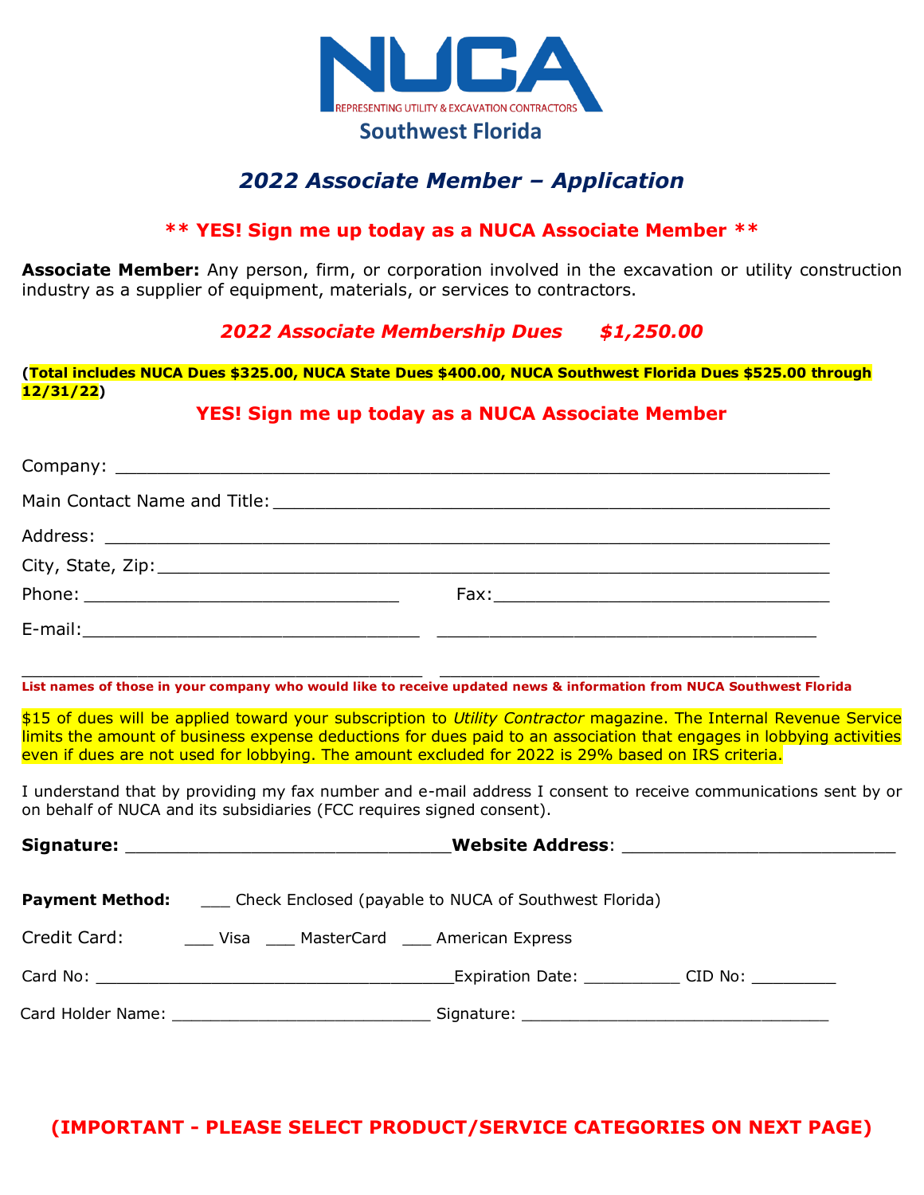# NUCA

REPRESENTING UTILITY & EXCAVATION CONTRACTORS

Southwest Florida

## *2022 Associate Member – Application*

**\*\* YES! Sign me up today as a NUCA Associate Member \*\***

**Associate Member:** Any person, firm, or corporation involved in the excavation or utility construction industry as a supplier of equipment, materials, or services to contractors.

***2022 Associate Membership Dues $1,250.00***

**(Total includes NUCA Dues $325.00, NUCA State Dues $400.00, NUCA Southwest Florida Dues $525.00 through 12/31/22)**

**YES! Sign me up today as a NUCA Associate Member**

Company: ______________________________________________________________________

Main Contact Name and Title: _____________________________________________________

Address: _______________________________________________________________________

City, State, Zip: _________________________________________________________________

Phone: _______________________________ Fax: _________________________________

E-mail: ________________________________ _____________________________________

________________________________________ _____________________________________

**List names of those in your company who would like to receive updated news & information from NUCA Southwest Florida**

$15 of dues will be applied toward your subscription to *Utility Contractor* magazine. The Internal Revenue Service limits the amount of business expense deductions for dues paid to an association that engages in lobbying activities even if dues are not used for lobbying. The amount excluded for 2022 is 29% based on IRS criteria.

I understand that by providing my fax number and e-mail address I consent to receive communications sent by or on behalf of NUCA and its subsidiaries (FCC requires signed consent).

**Signature:** ______________________________ **Website Address**: __________________________

**Payment Method:** ___ Check Enclosed (payable to NUCA of Southwest Florida)

Credit Card: ___ Visa ___ MasterCard ___ American Express

Card No: ____________________________________ Expiration Date: __________ CID No: _________

Card Holder Name: ___________________________ Signature: _________________________________

**(IMPORTANT - PLEASE SELECT PRODUCT/SERVICE CATEGORIES ON NEXT PAGE)**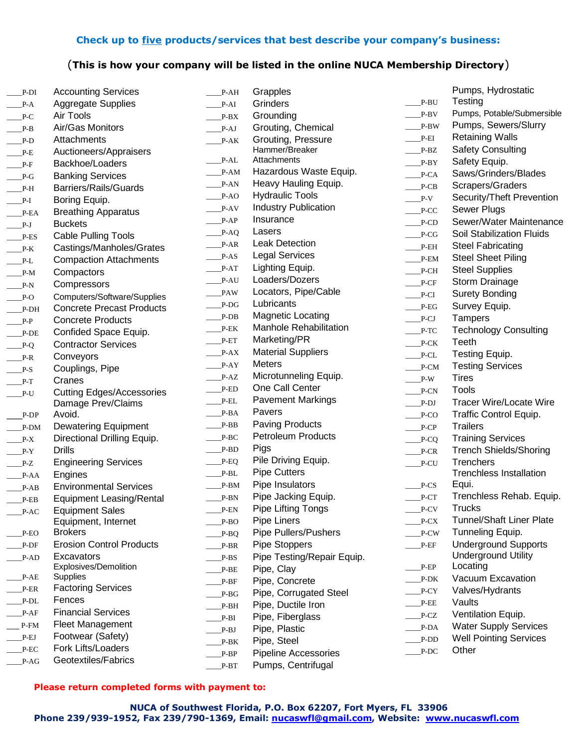**Check up to five products/services that best describe your company's business:**

(**This is how your company will be listed in the online NUCA Membership Directory**)

____P-DI Accounting Services
____P-A Aggregate Supplies
____P-C Air Tools
____P-B Air/Gas Monitors
____P-D Attachments
____P-E Auctioneers/Appraisers
____P-F Backhoe/Loaders
____P-G Banking Services
____P-H Barriers/Rails/Guards
____P-I Boring Equip.
____P-EA Breathing Apparatus
____P-J Buckets
____P-ES Cable Pulling Tools
____P-K Castings/Manholes/Grates
____P-L Compaction Attachments
____P-M Compactors
____P-N Compressors
____P-O Computers/Software/Supplies
____P-DH Concrete Precast Products
____P-P Concrete Products
____P-DE Confided Space Equip.
____P-Q Contractor Services
____P-R Conveyors
____P-S Couplings, Pipe
____P-T Cranes
____P-U Cutting Edges/Accessories
____P-DP Damage Prev/Claims Avoid.
____P-DM Dewatering Equipment
____P-X Directional Drilling Equip.
____P-Y Drills
____P-Z Engineering Services
____P-AA Engines
____P-AB Environmental Services
____P-EB Equipment Leasing/Rental
____P-AC Equipment Sales
____P-EO Equipment, Internet Brokers
____P-DF Erosion Control Products
____P-AD Excavators
____P-AE Explosives/Demolition Supplies
____P-ER Factoring Services
____P-DL Fences
____P-AF Financial Services
___ P-FM Fleet Management
____P-EJ Footwear (Safety)
____P-EC Fork Lifts/Loaders
____P-AG Geotextiles/Fabrics

____P-AH Grapples
____P-AI Grinders
____P-BX Grounding
____P-AJ Grouting, Chemical
____P-AK Grouting, Pressure
____P-AL Hammer/Breaker Attachments
____P-AM Hazardous Waste Equip.
____P-AN Heavy Hauling Equip.
____P-AO Hydraulic Tools
____P-AV Industry Publication
____P-AP Insurance
____P-AQ Lasers
____P-AR Leak Detection
____P-AS Legal Services
____P-AT Lighting Equip.
____P-AU Loaders/Dozers
____PAW Locators, Pipe/Cable
____P-DG Lubricants
____P-DB Magnetic Locating
____P-EK Manhole Rehabilitation
____P-ET Marketing/PR
____P-AX Material Suppliers
____P-AY Meters
____P-AZ Microtunneling Equip.
____P-ED One Call Center
____P-EL Pavement Markings
____P-BA Pavers
____P-BB Paving Products
____P-BC Petroleum Products
____P-BD Pigs
____P-EQ Pile Driving Equip.
____P-BL Pipe Cutters
____P-BM Pipe Insulators
____P-BN Pipe Jacking Equip.
____P-EN Pipe Lifting Tongs
____P-BO Pipe Liners
____P-BQ Pipe Pullers/Pushers
____P-BR Pipe Stoppers
____P-BS Pipe Testing/Repair Equip.
____P-BE Pipe, Clay
____P-BF Pipe, Concrete
____P-BG Pipe, Corrugated Steel
____P-BH Pipe, Ductile Iron
____P-BI Pipe, Fiberglass
____P-BJ Pipe, Plastic
____P-BK Pipe, Steel
____P-BP Pipeline Accessories
____P-BT Pumps, Centrifugal

____P-BU Pumps, Hydrostatic Testing
____P-BV Pumps, Potable/Submersible
____P-BW Pumps, Sewers/Slurry
____P-EI Retaining Walls
____P-BZ Safety Consulting
____P-BY Safety Equip.
____P-CA Saws/Grinders/Blades
____P-CB Scrapers/Graders
____P-V Security/Theft Prevention
____P-CC Sewer Plugs
____P-CD Sewer/Water Maintenance
____P-CG Soil Stabilization Fluids
____P-EH Steel Fabricating
____P-EM Steel Sheet Piling
____P-CH Steel Supplies
____P-CF Storm Drainage
____P-CI Surety Bonding
____P-EG Survey Equip.
____P-CJ Tampers
____P-TC Technology Consulting
____P-CK Teeth
____P-CL Testing Equip.
____P-CM Testing Services
____P-W Tires
____P-CN Tools
____P-DJ Tracer Wire/Locate Wire
____P-CO Traffic Control Equip.
____P-CP Trailers
____P-CQ Training Services
____P-CR Trench Shields/Shoring
____P-CU Trenchers
____P-CS Trenchless Installation Equi.
____P-CT Trenchless Rehab. Equip.
____P-CV Trucks
____P-CX Tunnel/Shaft Liner Plate
____P-CW Tunneling Equip.
____P-EF Underground Supports
____P-EP Underground Utility Locating
____P-DK Vacuum Excavation
____P-CY Valves/Hydrants
____P-EE Vaults
____P-CZ Ventilation Equip.
____P-DA Water Supply Services
____P-DD Well Pointing Services
____P-DC Other

**Please return completed forms with payment to:**

**NUCA of Southwest Florida, P.O. Box 62207, Fort Myers, FL 33906**
**Phone 239/939-1952, Fax 239/790-1369, Email: nucaswfl@gmail.com, Website: www.nucaswfl.com**